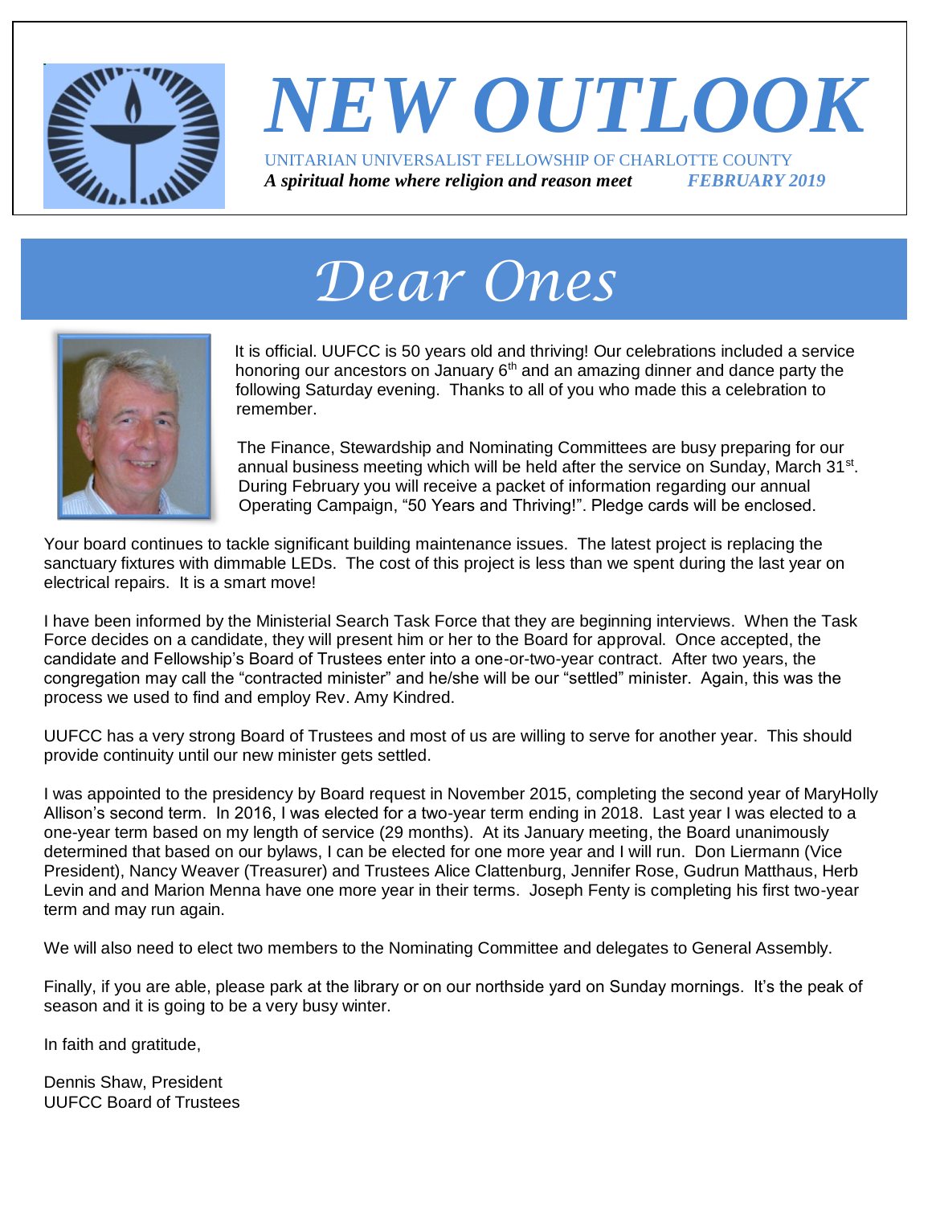# NEW OUTLOOK

UNITARIAN UNIVERSALIST FELLOWSHIP OF CHARLOTTE COUNTY

***A spiritual home where religion and reason meet*** ***FEBRUARY 2019***

## *Dear Ones*

It is official. UUFCC is 50 years old and thriving! Our celebrations included a service honoring our ancestors on January 6th and an amazing dinner and dance party the following Saturday evening. Thanks to all of you who made this a celebration to remember.

The Finance, Stewardship and Nominating Committees are busy preparing for our annual business meeting which will be held after the service on Sunday, March 31st. During February you will receive a packet of information regarding our annual Operating Campaign, "50 Years and Thriving!". Pledge cards will be enclosed.

Your board continues to tackle significant building maintenance issues. The latest project is replacing the sanctuary fixtures with dimmable LEDs. The cost of this project is less than we spent during the last year on electrical repairs. It is a smart move!

I have been informed by the Ministerial Search Task Force that they are beginning interviews. When the Task Force decides on a candidate, they will present him or her to the Board for approval. Once accepted, the candidate and Fellowship's Board of Trustees enter into a one-or-two-year contract. After two years, the congregation may call the "contracted minister" and he/she will be our "settled" minister. Again, this was the process we used to find and employ Rev. Amy Kindred.

UUFCC has a very strong Board of Trustees and most of us are willing to serve for another year. This should provide continuity until our new minister gets settled.

I was appointed to the presidency by Board request in November 2015, completing the second year of MaryHolly Allison's second term. In 2016, I was elected for a two-year term ending in 2018. Last year I was elected to a one-year term based on my length of service (29 months). At its January meeting, the Board unanimously determined that based on our bylaws, I can be elected for one more year and I will run. Don Liermann (Vice President), Nancy Weaver (Treasurer) and Trustees Alice Clattenburg, Jennifer Rose, Gudrun Matthaus, Herb Levin and and Marion Menna have one more year in their terms. Joseph Fenty is completing his first two-year term and may run again.

We will also need to elect two members to the Nominating Committee and delegates to General Assembly.

Finally, if you are able, please park at the library or on our northside yard on Sunday mornings. It's the peak of season and it is going to be a very busy winter.

In faith and gratitude,

Dennis Shaw, President
UUFCC Board of Trustees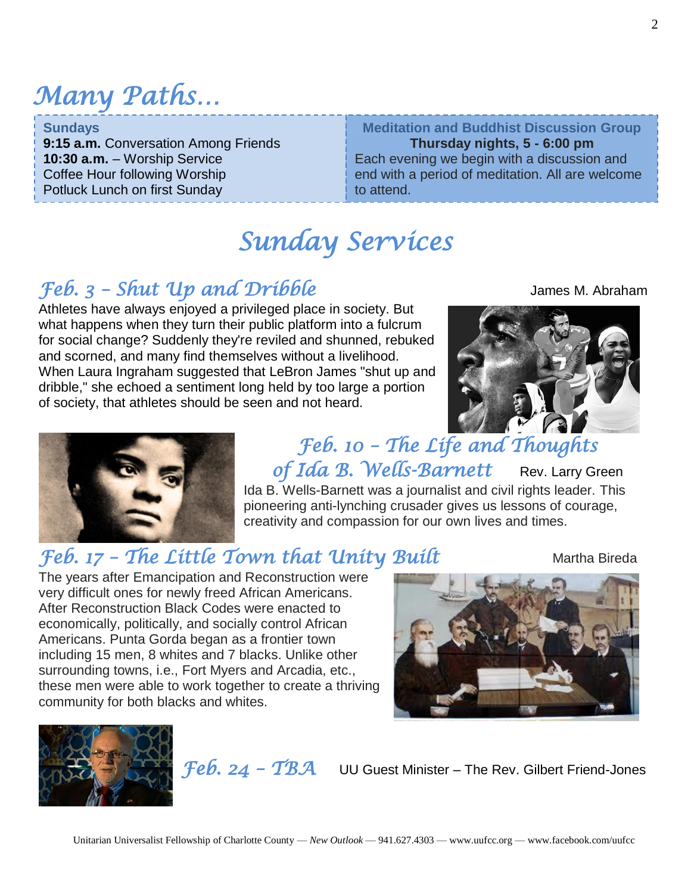# Many Paths…

**Sundays**
**9:15 a.m.** Conversation Among Friends
**10:30 a.m.** – Worship Service
Coffee Hour following Worship
Potluck Lunch on first Sunday

**Meditation and Buddhist Discussion Group**
**Thursday nights, 5 - 6:00 pm**
Each evening we begin with a discussion and end with a period of meditation. All are welcome to attend.

# Sunday Services

## Feb. 3 – Shut Up and Dribble

James M. Abraham

Athletes have always enjoyed a privileged place in society. But what happens when they turn their public platform into a fulcrum for social change? Suddenly they're reviled and shunned, rebuked and scorned, and many find themselves without a livelihood. When Laura Ingraham suggested that LeBron James "shut up and dribble," she echoed a sentiment long held by too large a portion of society, that athletes should be seen and not heard.

## Feb. 10 – The Life and Thoughts of Ida B. Wells-Barnett

Rev. Larry Green

Ida B. Wells-Barnett was a journalist and civil rights leader. This pioneering anti-lynching crusader gives us lessons of courage, creativity and compassion for our own lives and times.

## Feb. 17 – The Little Town that Unity Built

Martha Bireda

The years after Emancipation and Reconstruction were very difficult ones for newly freed African Americans. After Reconstruction Black Codes were enacted to economically, politically, and socially control African Americans. Punta Gorda began as a frontier town including 15 men, 8 whites and 7 blacks. Unlike other surrounding towns, i.e., Fort Myers and Arcadia, etc., these men were able to work together to create a thriving community for both blacks and whites.

## Feb. 24 – TBA

UU Guest Minister – The Rev. Gilbert Friend-Jones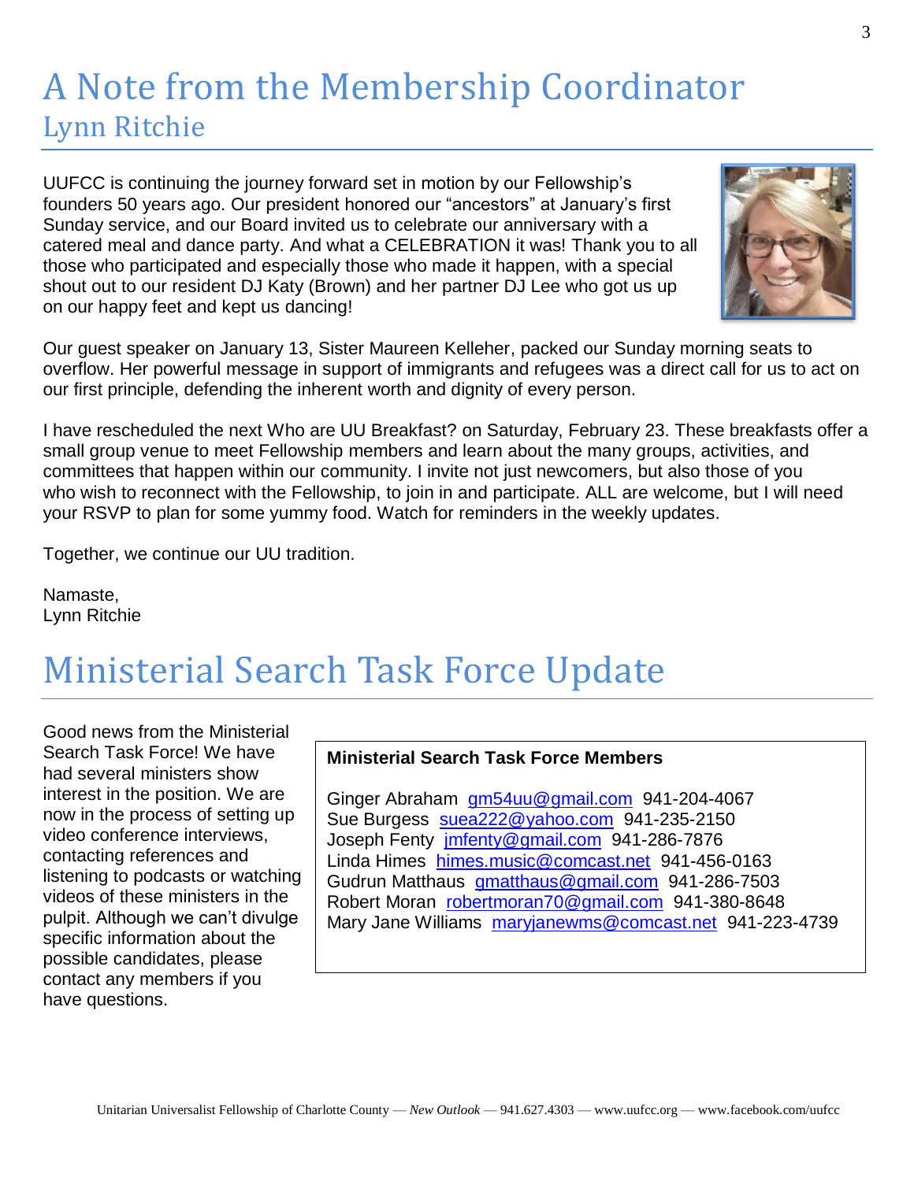# A Note from the Membership Coordinator

## Lynn Ritchie

UUFCC is continuing the journey forward set in motion by our Fellowship's founders 50 years ago. Our president honored our "ancestors" at January's first Sunday service, and our Board invited us to celebrate our anniversary with a catered meal and dance party. And what a CELEBRATION it was! Thank you to all those who participated and especially those who made it happen, with a special shout out to our resident DJ Katy (Brown) and her partner DJ Lee who got us up on our happy feet and kept us dancing!

Our guest speaker on January 13, Sister Maureen Kelleher, packed our Sunday morning seats to overflow. Her powerful message in support of immigrants and refugees was a direct call for us to act on our first principle, defending the inherent worth and dignity of every person.

I have rescheduled the next Who are UU Breakfast? on Saturday, February 23. These breakfasts offer a small group venue to meet Fellowship members and learn about the many groups, activities, and committees that happen within our community. I invite not just newcomers, but also those of you who wish to reconnect with the Fellowship, to join in and participate. ALL are welcome, but I will need your RSVP to plan for some yummy food. Watch for reminders in the weekly updates.

Together, we continue our UU tradition.

Namaste,
Lynn Ritchie

# Ministerial Search Task Force Update

Good news from the Ministerial Search Task Force! We have had several ministers show interest in the position. We are now in the process of setting up video conference interviews, contacting references and listening to podcasts or watching videos of these ministers in the pulpit. Although we can't divulge specific information about the possible candidates, please contact any members if you have questions.

**Ministerial Search Task Force Members**

Ginger Abraham gm54uu@gmail.com 941-204-4067
Sue Burgess suea222@yahoo.com 941-235-2150
Joseph Fenty jmfenty@gmail.com 941-286-7876
Linda Himes himes.music@comcast.net 941-456-0163
Gudrun Matthaus gmatthaus@gmail.com 941-286-7503
Robert Moran robertmoran70@gmail.com 941-380-8648
Mary Jane Williams maryjanewms@comcast.net 941-223-4739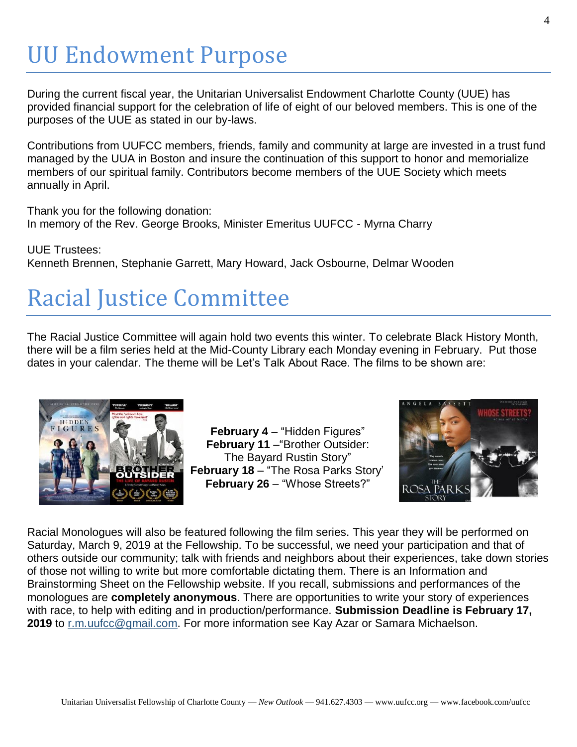# UU Endowment Purpose

During the current fiscal year, the Unitarian Universalist Endowment Charlotte County (UUE) has provided financial support for the celebration of life of eight of our beloved members. This is one of the purposes of the UUE as stated in our by-laws.

Contributions from UUFCC members, friends, family and community at large are invested in a trust fund managed by the UUA in Boston and insure the continuation of this support to honor and memorialize members of our spiritual family. Contributors become members of the UUE Society which meets annually in April.

Thank you for the following donation:
In memory of the Rev. George Brooks, Minister Emeritus UUFCC - Myrna Charry

UUE Trustees:
Kenneth Brennen, Stephanie Garrett, Mary Howard, Jack Osbourne, Delmar Wooden

# Racial Justice Committee

The Racial Justice Committee will again hold two events this winter. To celebrate Black History Month, there will be a film series held at the Mid-County Library each Monday evening in February. Put those dates in your calendar. The theme will be Let's Talk About Race. The films to be shown are:

**February 4** – "Hidden Figures"
**February 11** –"Brother Outsider: The Bayard Rustin Story"
**February 18** – "The Rosa Parks Story'
**February 26** – "Whose Streets?"

Racial Monologues will also be featured following the film series. This year they will be performed on Saturday, March 9, 2019 at the Fellowship. To be successful, we need your participation and that of others outside our community; talk with friends and neighbors about their experiences, take down stories of those not willing to write but more comfortable dictating them. There is an Information and Brainstorming Sheet on the Fellowship website. If you recall, submissions and performances of the monologues are **completely anonymous**. There are opportunities to write your story of experiences with race, to help with editing and in production/performance. **Submission Deadline is February 17, 2019** to r.m.uufcc@gmail.com. For more information see Kay Azar or Samara Michaelson.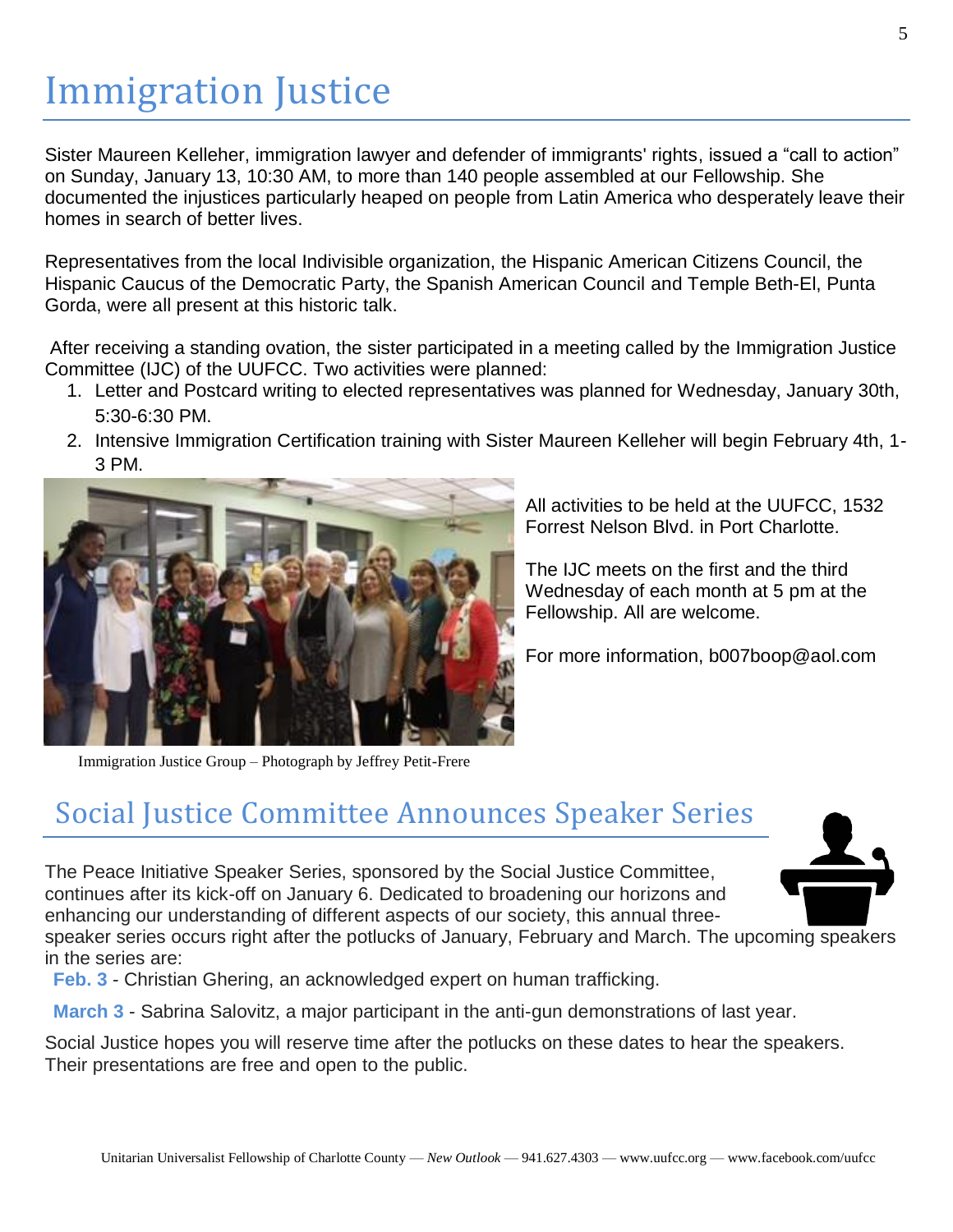# Immigration Justice

Sister Maureen Kelleher, immigration lawyer and defender of immigrants' rights, issued a “call to action” on Sunday, January 13, 10:30 AM, to more than 140 people assembled at our Fellowship. She documented the injustices particularly heaped on people from Latin America who desperately leave their homes in search of better lives.

Representatives from the local Indivisible organization, the Hispanic American Citizens Council, the Hispanic Caucus of the Democratic Party, the Spanish American Council and Temple Beth-El, Punta Gorda, were all present at this historic talk.

After receiving a standing ovation, the sister participated in a meeting called by the Immigration Justice Committee (IJC) of the UUFCC. Two activities were planned:

1. Letter and Postcard writing to elected representatives was planned for Wednesday, January 30th, 5:30-6:30 PM.
2. Intensive Immigration Certification training with Sister Maureen Kelleher will begin February 4th, 1-3 PM.

Immigration Justice Group – Photograph by Jeffrey Petit-Frere

All activities to be held at the UUFCC, 1532 Forrest Nelson Blvd. in Port Charlotte.

The IJC meets on the first and the third Wednesday of each month at 5 pm at the Fellowship. All are welcome.

For more information, b007boop@aol.com

## Social Justice Committee Announces Speaker Series

The Peace Initiative Speaker Series, sponsored by the Social Justice Committee, continues after its kick-off on January 6. Dedicated to broadening our horizons and enhancing our understanding of different aspects of our society, this annual three-speaker series occurs right after the potlucks of January, February and March. The upcoming speakers in the series are:

**Feb. 3** - Christian Ghering, an acknowledged expert on human trafficking.

**March 3** - Sabrina Salovitz, a major participant in the anti-gun demonstrations of last year.

Social Justice hopes you will reserve time after the potlucks on these dates to hear the speakers. Their presentations are free and open to the public.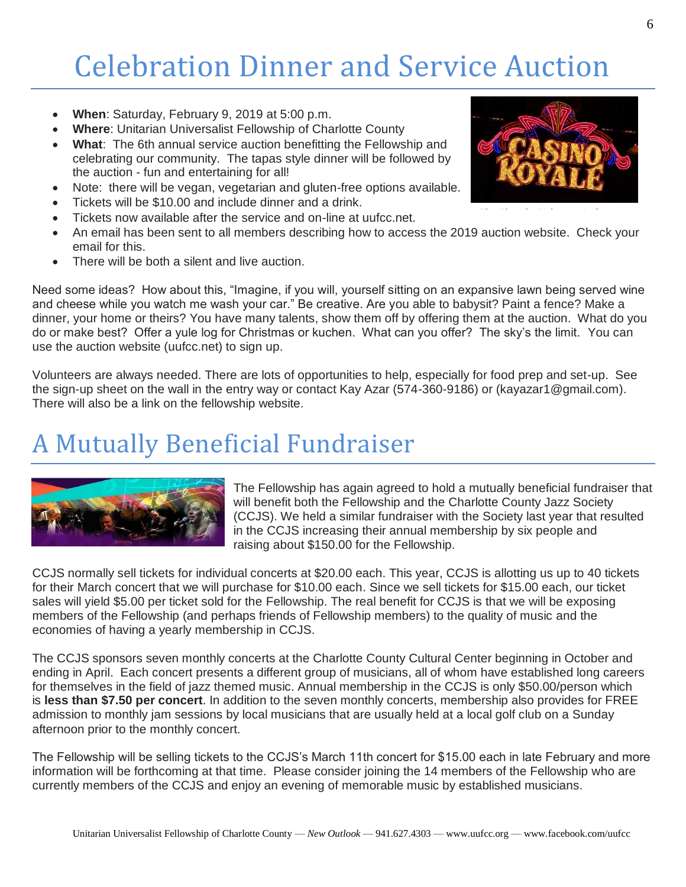# Celebration Dinner and Service Auction

- **When**: Saturday, February 9, 2019 at 5:00 p.m.
- **Where**: Unitarian Universalist Fellowship of Charlotte County
- **What**: The 6th annual service auction benefitting the Fellowship and celebrating our community. The tapas style dinner will be followed by the auction - fun and entertaining for all!
- Note: there will be vegan, vegetarian and gluten-free options available.
- Tickets will be $10.00 and include dinner and a drink.
- Tickets now available after the service and on-line at uufcc.net.
- An email has been sent to all members describing how to access the 2019 auction website. Check your email for this.
- There will be both a silent and live auction.

Need some ideas? How about this, "Imagine, if you will, yourself sitting on an expansive lawn being served wine and cheese while you watch me wash your car." Be creative. Are you able to babysit? Paint a fence? Make a dinner, your home or theirs? You have many talents, show them off by offering them at the auction. What do you do or make best? Offer a yule log for Christmas or kuchen. What can you offer? The sky's the limit. You can use the auction website (uufcc.net) to sign up.

Volunteers are always needed. There are lots of opportunities to help, especially for food prep and set-up. See the sign-up sheet on the wall in the entry way or contact Kay Azar (574-360-9186) or (kayazar1@gmail.com). There will also be a link on the fellowship website.

# A Mutually Beneficial Fundraiser

The Fellowship has again agreed to hold a mutually beneficial fundraiser that will benefit both the Fellowship and the Charlotte County Jazz Society (CCJS). We held a similar fundraiser with the Society last year that resulted in the CCJS increasing their annual membership by six people and raising about $150.00 for the Fellowship.

CCJS normally sell tickets for individual concerts at $20.00 each. This year, CCJS is allotting us up to 40 tickets for their March concert that we will purchase for $10.00 each. Since we sell tickets for $15.00 each, our ticket sales will yield $5.00 per ticket sold for the Fellowship. The real benefit for CCJS is that we will be exposing members of the Fellowship (and perhaps friends of Fellowship members) to the quality of music and the economies of having a yearly membership in CCJS.

The CCJS sponsors seven monthly concerts at the Charlotte County Cultural Center beginning in October and ending in April. Each concert presents a different group of musicians, all of whom have established long careers for themselves in the field of jazz themed music. Annual membership in the CCJS is only $50.00/person which is **less than $7.50 per concert**. In addition to the seven monthly concerts, membership also provides for FREE admission to monthly jam sessions by local musicians that are usually held at a local golf club on a Sunday afternoon prior to the monthly concert.

The Fellowship will be selling tickets to the CCJS's March 11th concert for $15.00 each in late February and more information will be forthcoming at that time. Please consider joining the 14 members of the Fellowship who are currently members of the CCJS and enjoy an evening of memorable music by established musicians.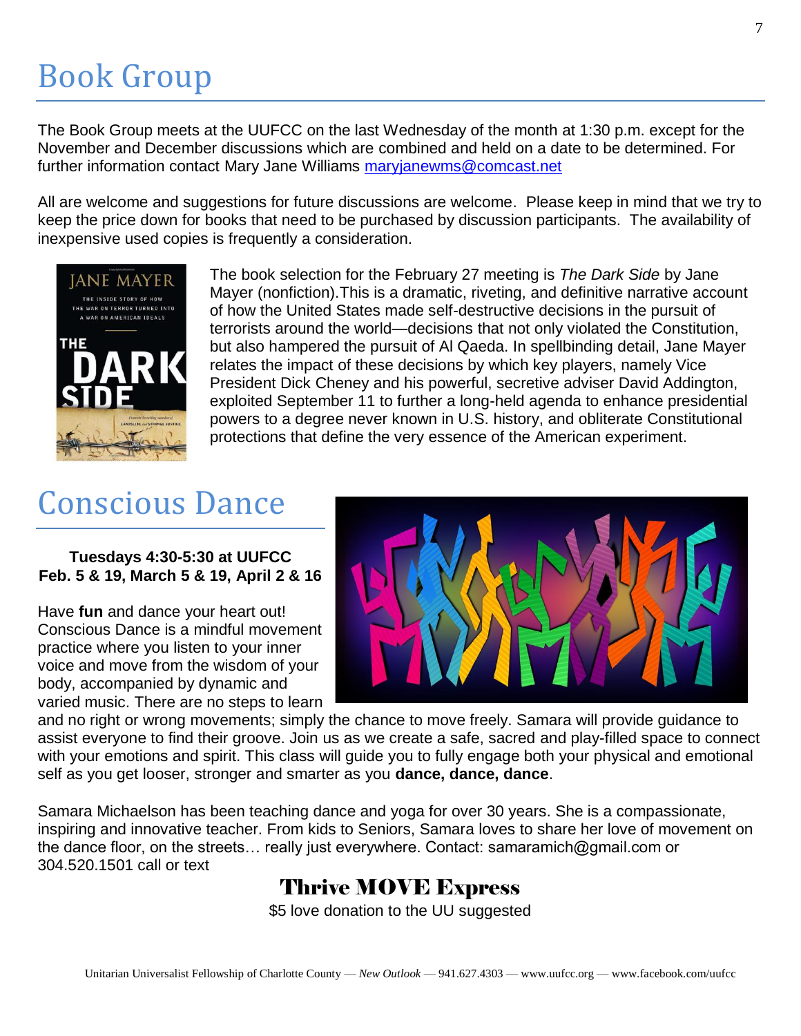# Book Group

The Book Group meets at the UUFCC on the last Wednesday of the month at 1:30 p.m. except for the November and December discussions which are combined and held on a date to be determined. For further information contact Mary Jane Williams maryjanewms@comcast.net

All are welcome and suggestions for future discussions are welcome. Please keep in mind that we try to keep the price down for books that need to be purchased by discussion participants. The availability of inexpensive used copies is frequently a consideration.

The book selection for the February 27 meeting is *The Dark Side* by Jane Mayer (nonfiction).This is a dramatic, riveting, and definitive narrative account of how the United States made self-destructive decisions in the pursuit of terrorists around the world—decisions that not only violated the Constitution, but also hampered the pursuit of Al Qaeda. In spellbinding detail, Jane Mayer relates the impact of these decisions by which key players, namely Vice President Dick Cheney and his powerful, secretive adviser David Addington, exploited September 11 to further a long-held agenda to enhance presidential powers to a degree never known in U.S. history, and obliterate Constitutional protections that define the very essence of the American experiment.

# Conscious Dance

**Tuesdays 4:30-5:30 at UUFCC**
**Feb. 5 & 19, March 5 & 19, April 2 & 16**

Have **fun** and dance your heart out! Conscious Dance is a mindful movement practice where you listen to your inner voice and move from the wisdom of your body, accompanied by dynamic and varied music. There are no steps to learn and no right or wrong movements; simply the chance to move freely. Samara will provide guidance to assist everyone to find their groove. Join us as we create a safe, sacred and play-filled space to connect with your emotions and spirit. This class will guide you to fully engage both your physical and emotional self as you get looser, stronger and smarter as you **dance, dance, dance**.

Samara Michaelson has been teaching dance and yoga for over 30 years. She is a compassionate, inspiring and innovative teacher. From kids to Seniors, Samara loves to share her love of movement on the dance floor, on the streets… really just everywhere. Contact: samaramich@gmail.com or 304.520.1501 call or text

**Thrive MOVE Express**

$5 love donation to the UU suggested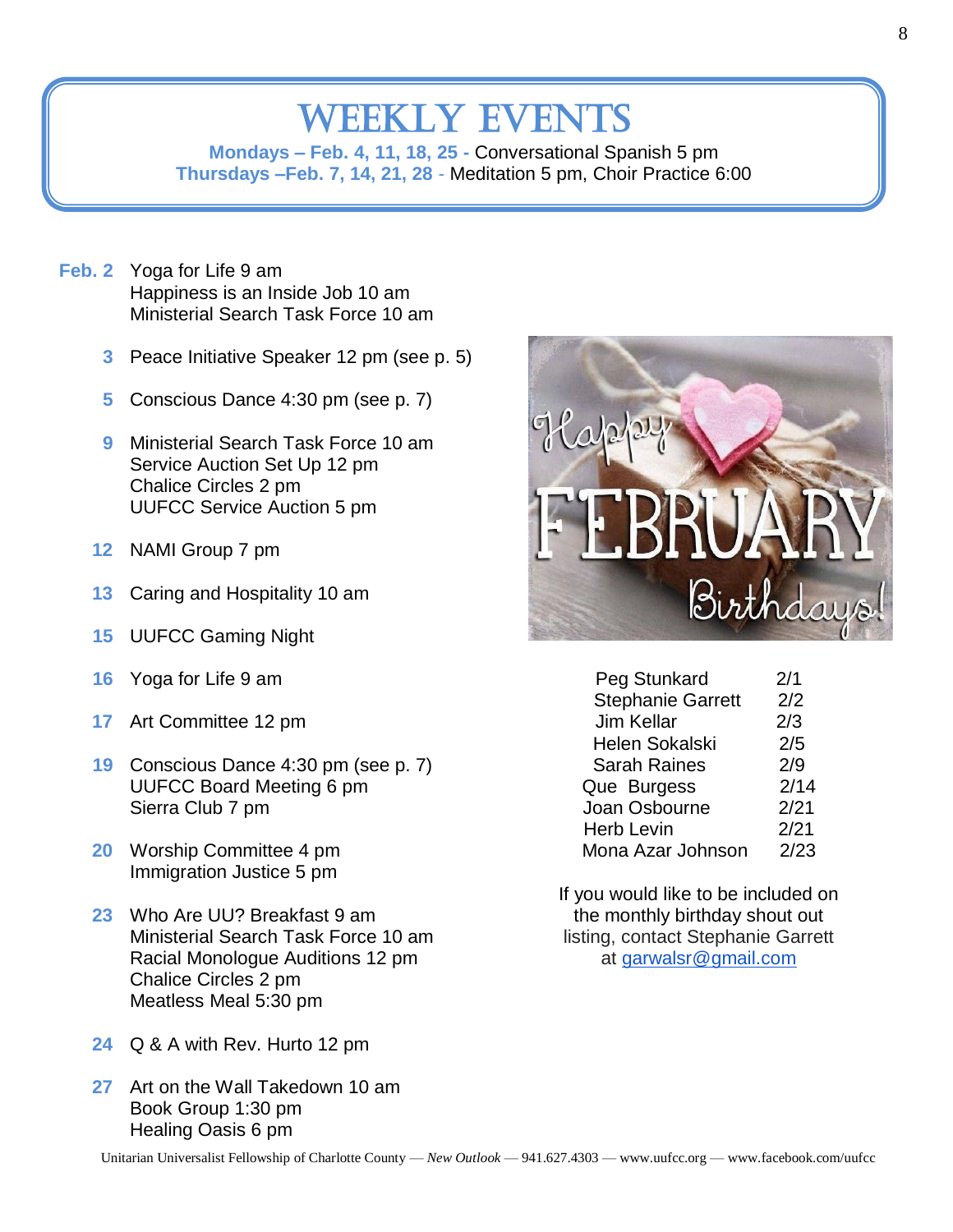# WEEKLY EVENTS

**Mondays – Feb. 4, 11, 18, 25 -** Conversational Spanish 5 pm
**Thursdays –Feb. 7, 14, 21, 28** - Meditation 5 pm, Choir Practice 6:00

**Feb. 2** Yoga for Life 9 am
Happiness is an Inside Job 10 am
Ministerial Search Task Force 10 am

**3** Peace Initiative Speaker 12 pm (see p. 5)

**5** Conscious Dance 4:30 pm (see p. 7)

**9** Ministerial Search Task Force 10 am
Service Auction Set Up 12 pm
Chalice Circles 2 pm
UUFCC Service Auction 5 pm

**12** NAMI Group 7 pm

**13** Caring and Hospitality 10 am

**15** UUFCC Gaming Night

**16** Yoga for Life 9 am

**17** Art Committee 12 pm

**19** Conscious Dance 4:30 pm (see p. 7)
UUFCC Board Meeting 6 pm
Sierra Club 7 pm

**20** Worship Committee 4 pm
Immigration Justice 5 pm

**23** Who Are UU? Breakfast 9 am
Ministerial Search Task Force 10 am
Racial Monologue Auditions 12 pm
Chalice Circles 2 pm
Meatless Meal 5:30 pm

**24** Q & A with Rev. Hurto 12 pm

**27** Art on the Wall Takedown 10 am
Book Group 1:30 pm
Healing Oasis 6 pm

## Happy FEBRUARY Birthdays!

| | |
|---|---|
| Peg Stunkard | 2/1 |
| Stephanie Garrett | 2/2 |
| Jim Kellar | 2/3 |
| Helen Sokalski | 2/5 |
| Sarah Raines | 2/9 |
| Que Burgess | 2/14 |
| Joan Osbourne | 2/21 |
| Herb Levin | 2/21 |
| Mona Azar Johnson | 2/23 |

If you would like to be included on the monthly birthday shout out listing, contact Stephanie Garrett at garwalsr@gmail.com